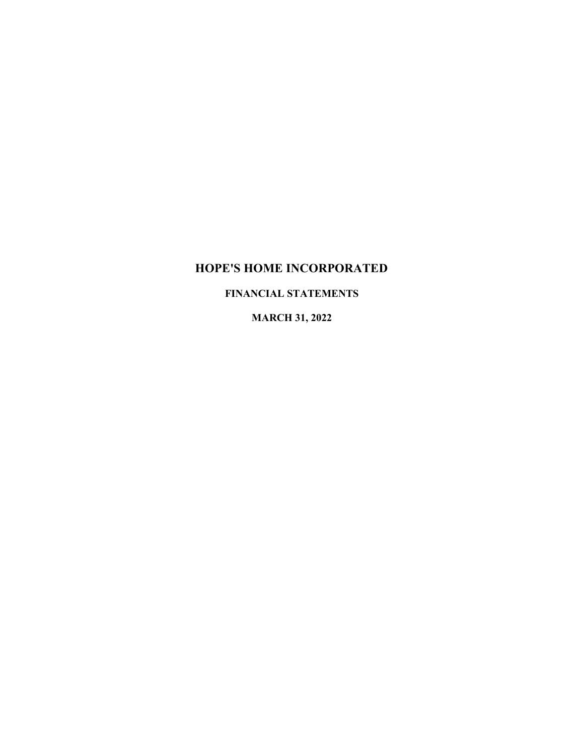# HOPE'S HOME INCORPORATED

## FINANCIAL STATEMENTS

## MARCH 31, 2022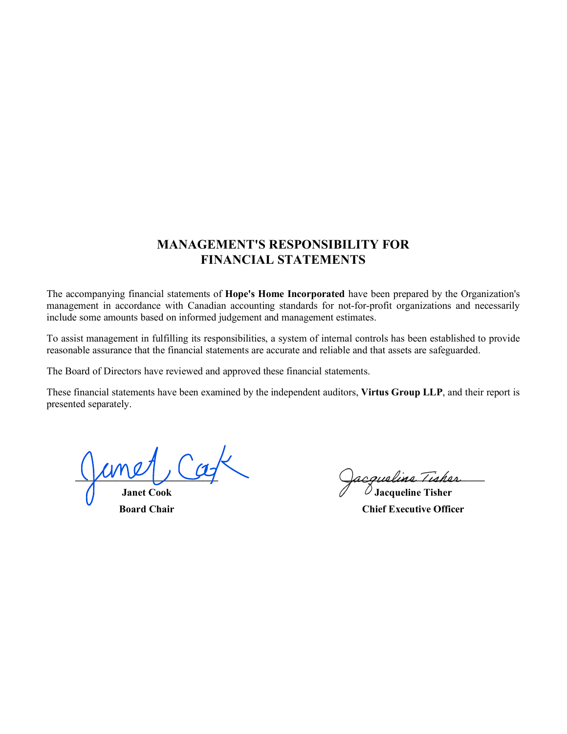# MANAGEMENT'S RESPONSIBILITY FOR FINANCIAL STATEMENTS

The accompanying financial statements of **Hope's Home Incorporated** have been prepared by the Organization's management in accordance with Canadian accounting standards for not-for-profit organizations and necessarily include some amounts based on informed judgement and management estimates.

To assist management in fulfilling its responsibilities, a system of internal controls has been established to provide reasonable assurance that the financial statements are accurate and reliable and that assets are safeguarded.

The Board of Directors have reviewed and approved these financial statements.

These financial statements have been examined by the independent auditors, **Virtus Group LLP**, and their report is presented separately.

**Janet Cook**
**Board Chair**

**Jacqueline Tisher**
**Chief Executive Officer**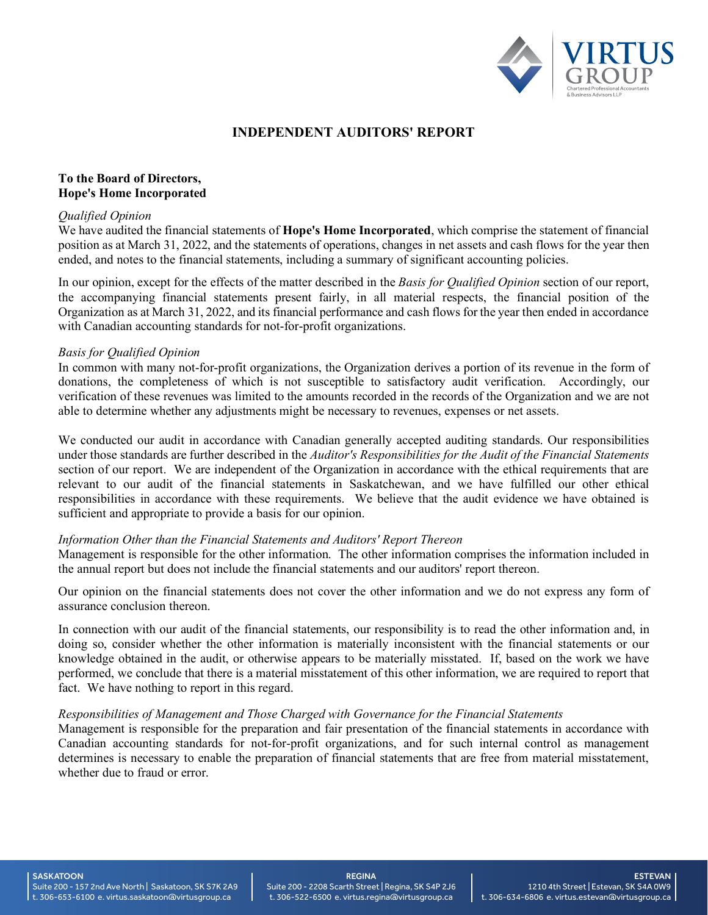# INDEPENDENT AUDITORS' REPORT

**To the Board of Directors,**
**Hope's Home Incorporated**

*Qualified Opinion*

We have audited the financial statements of **Hope's Home Incorporated**, which comprise the statement of financial position as at March 31, 2022, and the statements of operations, changes in net assets and cash flows for the year then ended, and notes to the financial statements, including a summary of significant accounting policies.

In our opinion, except for the effects of the matter described in the *Basis for Qualified Opinion* section of our report, the accompanying financial statements present fairly, in all material respects, the financial position of the Organization as at March 31, 2022, and its financial performance and cash flows for the year then ended in accordance with Canadian accounting standards for not-for-profit organizations.

*Basis for Qualified Opinion*

In common with many not-for-profit organizations, the Organization derives a portion of its revenue in the form of donations, the completeness of which is not susceptible to satisfactory audit verification. Accordingly, our verification of these revenues was limited to the amounts recorded in the records of the Organization and we are not able to determine whether any adjustments might be necessary to revenues, expenses or net assets.

We conducted our audit in accordance with Canadian generally accepted auditing standards. Our responsibilities under those standards are further described in the *Auditor's Responsibilities for the Audit of the Financial Statements* section of our report. We are independent of the Organization in accordance with the ethical requirements that are relevant to our audit of the financial statements in Saskatchewan, and we have fulfilled our other ethical responsibilities in accordance with these requirements. We believe that the audit evidence we have obtained is sufficient and appropriate to provide a basis for our opinion.

*Information Other than the Financial Statements and Auditors' Report Thereon*

Management is responsible for the other information. The other information comprises the information included in the annual report but does not include the financial statements and our auditors' report thereon.

Our opinion on the financial statements does not cover the other information and we do not express any form of assurance conclusion thereon.

In connection with our audit of the financial statements, our responsibility is to read the other information and, in doing so, consider whether the other information is materially inconsistent with the financial statements or our knowledge obtained in the audit, or otherwise appears to be materially misstated. If, based on the work we have performed, we conclude that there is a material misstatement of this other information, we are required to report that fact. We have nothing to report in this regard.

*Responsibilities of Management and Those Charged with Governance for the Financial Statements*

Management is responsible for the preparation and fair presentation of the financial statements in accordance with Canadian accounting standards for not-for-profit organizations, and for such internal control as management determines is necessary to enable the preparation of financial statements that are free from material misstatement, whether due to fraud or error.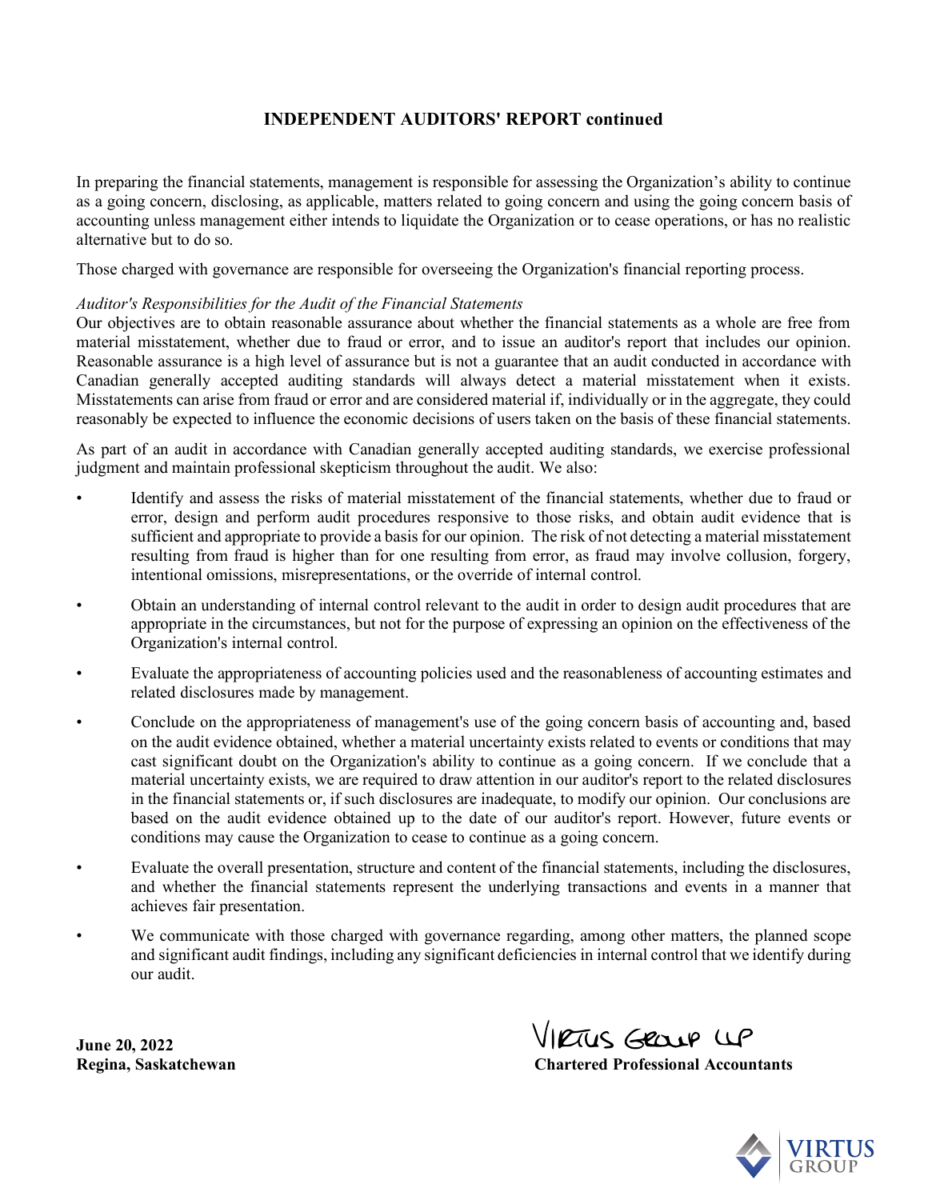## INDEPENDENT AUDITORS' REPORT continued

In preparing the financial statements, management is responsible for assessing the Organization's ability to continue as a going concern, disclosing, as applicable, matters related to going concern and using the going concern basis of accounting unless management either intends to liquidate the Organization or to cease operations, or has no realistic alternative but to do so.

Those charged with governance are responsible for overseeing the Organization's financial reporting process.

*Auditor's Responsibilities for the Audit of the Financial Statements*
Our objectives are to obtain reasonable assurance about whether the financial statements as a whole are free from material misstatement, whether due to fraud or error, and to issue an auditor's report that includes our opinion. Reasonable assurance is a high level of assurance but is not a guarantee that an audit conducted in accordance with Canadian generally accepted auditing standards will always detect a material misstatement when it exists. Misstatements can arise from fraud or error and are considered material if, individually or in the aggregate, they could reasonably be expected to influence the economic decisions of users taken on the basis of these financial statements.

As part of an audit in accordance with Canadian generally accepted auditing standards, we exercise professional judgment and maintain professional skepticism throughout the audit. We also:

- Identify and assess the risks of material misstatement of the financial statements, whether due to fraud or error, design and perform audit procedures responsive to those risks, and obtain audit evidence that is sufficient and appropriate to provide a basis for our opinion. The risk of not detecting a material misstatement resulting from fraud is higher than for one resulting from error, as fraud may involve collusion, forgery, intentional omissions, misrepresentations, or the override of internal control.
- Obtain an understanding of internal control relevant to the audit in order to design audit procedures that are appropriate in the circumstances, but not for the purpose of expressing an opinion on the effectiveness of the Organization's internal control.
- Evaluate the appropriateness of accounting policies used and the reasonableness of accounting estimates and related disclosures made by management.
- Conclude on the appropriateness of management's use of the going concern basis of accounting and, based on the audit evidence obtained, whether a material uncertainty exists related to events or conditions that may cast significant doubt on the Organization's ability to continue as a going concern. If we conclude that a material uncertainty exists, we are required to draw attention in our auditor's report to the related disclosures in the financial statements or, if such disclosures are inadequate, to modify our opinion. Our conclusions are based on the audit evidence obtained up to the date of our auditor's report. However, future events or conditions may cause the Organization to cease to continue as a going concern.
- Evaluate the overall presentation, structure and content of the financial statements, including the disclosures, and whether the financial statements represent the underlying transactions and events in a manner that achieves fair presentation.
- We communicate with those charged with governance regarding, among other matters, the planned scope and significant audit findings, including any significant deficiencies in internal control that we identify during our audit.

**June 20, 2022**
**Regina, Saskatchewan**

Virtus Group LLP
**Chartered Professional Accountants**

VIRTUS GROUP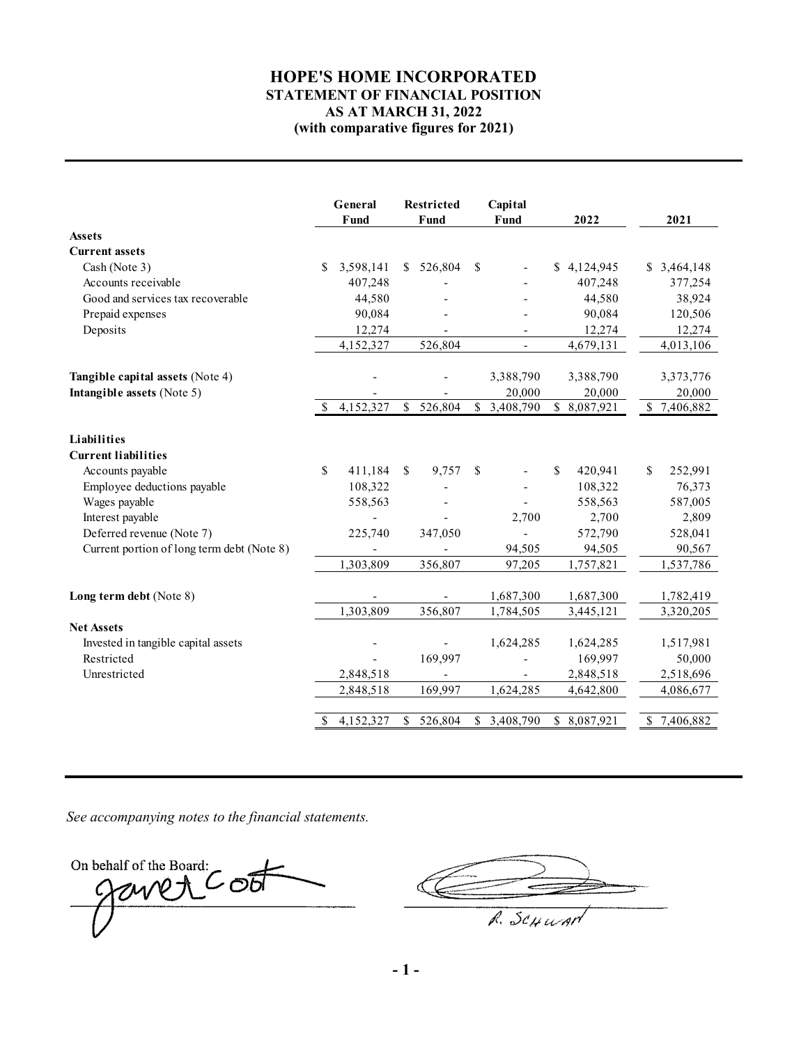# HOPE'S HOME INCORPORATED
## STATEMENT OF FINANCIAL POSITION
### AS AT MARCH 31, 2022
### (with comparative figures for 2021)

| | General Fund | Restricted Fund | Capital Fund | 2022 | 2021 |
|---|---|---|---|---|---|
| **Assets** | | | | | |
| **Current assets** | | | | | |
| Cash (Note 3) | $ 3,598,141 | $ 526,804 | $ - | $ 4,124,945 | $ 3,464,148 |
| Accounts receivable | 407,248 | - | - | 407,248 | 377,254 |
| Good and services tax recoverable | 44,580 | - | - | 44,580 | 38,924 |
| Prepaid expenses | 90,084 | - | - | 90,084 | 120,506 |
| Deposits | 12,274 | - | - | 12,274 | 12,274 |
| | 4,152,327 | 526,804 | - | 4,679,131 | 4,013,106 |
| **Tangible capital assets** (Note 4) | - | - | 3,388,790 | 3,388,790 | 3,373,776 |
| **Intangible assets** (Note 5) | - | - | 20,000 | 20,000 | 20,000 |
| | $ 4,152,327 | $ 526,804 | $ 3,408,790 | $ 8,087,921 | $ 7,406,882 |
| **Liabilities** | | | | | |
| **Current liabilities** | | | | | |
| Accounts payable | $ 411,184 | $ 9,757 | $ - | $ 420,941 | $ 252,991 |
| Employee deductions payable | 108,322 | - | - | 108,322 | 76,373 |
| Wages payable | 558,563 | - | - | 558,563 | 587,005 |
| Interest payable | - | - | 2,700 | 2,700 | 2,809 |
| Deferred revenue (Note 7) | 225,740 | 347,050 | - | 572,790 | 528,041 |
| Current portion of long term debt (Note 8) | - | - | 94,505 | 94,505 | 90,567 |
| | 1,303,809 | 356,807 | 97,205 | 1,757,821 | 1,537,786 |
| **Long term debt** (Note 8) | - | - | 1,687,300 | 1,687,300 | 1,782,419 |
| | 1,303,809 | 356,807 | 1,784,505 | 3,445,121 | 3,320,205 |
| **Net Assets** | | | | | |
| Invested in tangible capital assets | - | - | 1,624,285 | 1,624,285 | 1,517,981 |
| Restricted | - | 169,997 | - | 169,997 | 50,000 |
| Unrestricted | 2,848,518 | - | - | 2,848,518 | 2,518,696 |
| | 2,848,518 | 169,997 | 1,624,285 | 4,642,800 | 4,086,677 |
| | $ 4,152,327 | $ 526,804 | $ 3,408,790 | $ 8,087,921 | $ 7,406,882 |

*See accompanying notes to the financial statements.*

On behalf of the Board:

Janet Coot

R. Schwan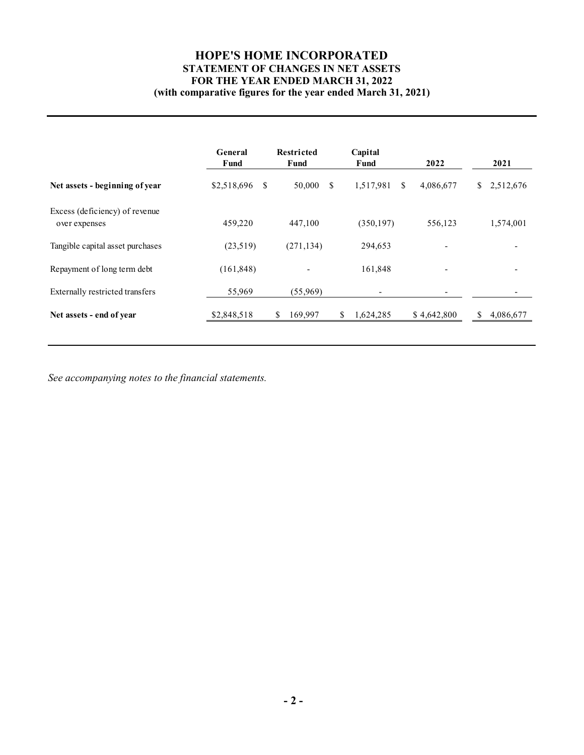# HOPE'S HOME INCORPORATED

## STATEMENT OF CHANGES IN NET ASSETS

## FOR THE YEAR ENDED MARCH 31, 2022

## (with comparative figures for the year ended March 31, 2021)

| | General Fund | Restricted Fund | Capital Fund | 2022 | 2021 |
|---|---|---|---|---|---|
| **Net assets - beginning of year** | $2,518,696 | $ 50,000 | $ 1,517,981 | $ 4,086,677 | $ 2,512,676 |
| Excess (deficiency) of revenue over expenses | 459,220 | 447,100 | (350,197) | 556,123 | 1,574,001 |
| Tangible capital asset purchases | (23,519) | (271,134) | 294,653 | - | - |
| Repayment of long term debt | (161,848) | - | 161,848 | - | - |
| Externally restricted transfers | 55,969 | (55,969) | - | - | - |
| **Net assets - end of year** | $2,848,518 | $ 169,997 | $ 1,624,285 | $ 4,642,800 | $ 4,086,677 |

*See accompanying notes to the financial statements.*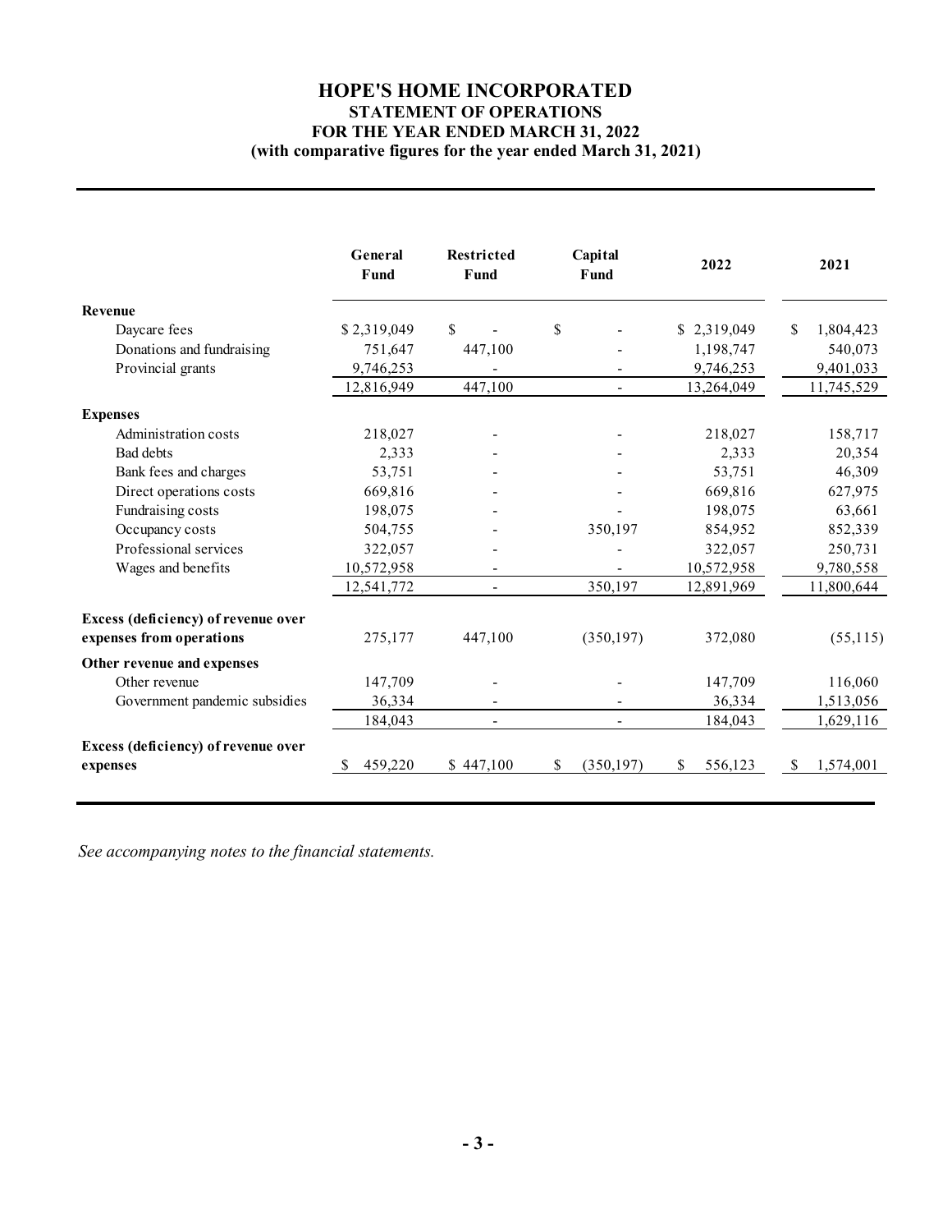# HOPE'S HOME INCORPORATED
## STATEMENT OF OPERATIONS
## FOR THE YEAR ENDED MARCH 31, 2022
## (with comparative figures for the year ended March 31, 2021)

| | General Fund | Restricted Fund | Capital Fund | 2022 | 2021 |
|---|---|---|---|---|---|
| **Revenue** | | | | | |
| Daycare fees | $ 2,319,049 | $ - | $ - | $ 2,319,049 | $ 1,804,423 |
| Donations and fundraising | 751,647 | 447,100 | - | 1,198,747 | 540,073 |
| Provincial grants | 9,746,253 | - | - | 9,746,253 | 9,401,033 |
| | 12,816,949 | 447,100 | - | 13,264,049 | 11,745,529 |
| **Expenses** | | | | | |
| Administration costs | 218,027 | - | - | 218,027 | 158,717 |
| Bad debts | 2,333 | - | - | 2,333 | 20,354 |
| Bank fees and charges | 53,751 | - | - | 53,751 | 46,309 |
| Direct operations costs | 669,816 | - | - | 669,816 | 627,975 |
| Fundraising costs | 198,075 | - | - | 198,075 | 63,661 |
| Occupancy costs | 504,755 | - | 350,197 | 854,952 | 852,339 |
| Professional services | 322,057 | - | - | 322,057 | 250,731 |
| Wages and benefits | 10,572,958 | - | - | 10,572,958 | 9,780,558 |
| | 12,541,772 | - | 350,197 | 12,891,969 | 11,800,644 |
| **Excess (deficiency) of revenue over expenses from operations** | 275,177 | 447,100 | (350,197) | 372,080 | (55,115) |
| **Other revenue and expenses** | | | | | |
| Other revenue | 147,709 | - | - | 147,709 | 116,060 |
| Government pandemic subsidies | 36,334 | - | - | 36,334 | 1,513,056 |
| | 184,043 | - | - | 184,043 | 1,629,116 |
| **Excess (deficiency) of revenue over expenses** | $ 459,220 | $ 447,100 | $ (350,197) | $ 556,123 | $ 1,574,001 |

*See accompanying notes to the financial statements.*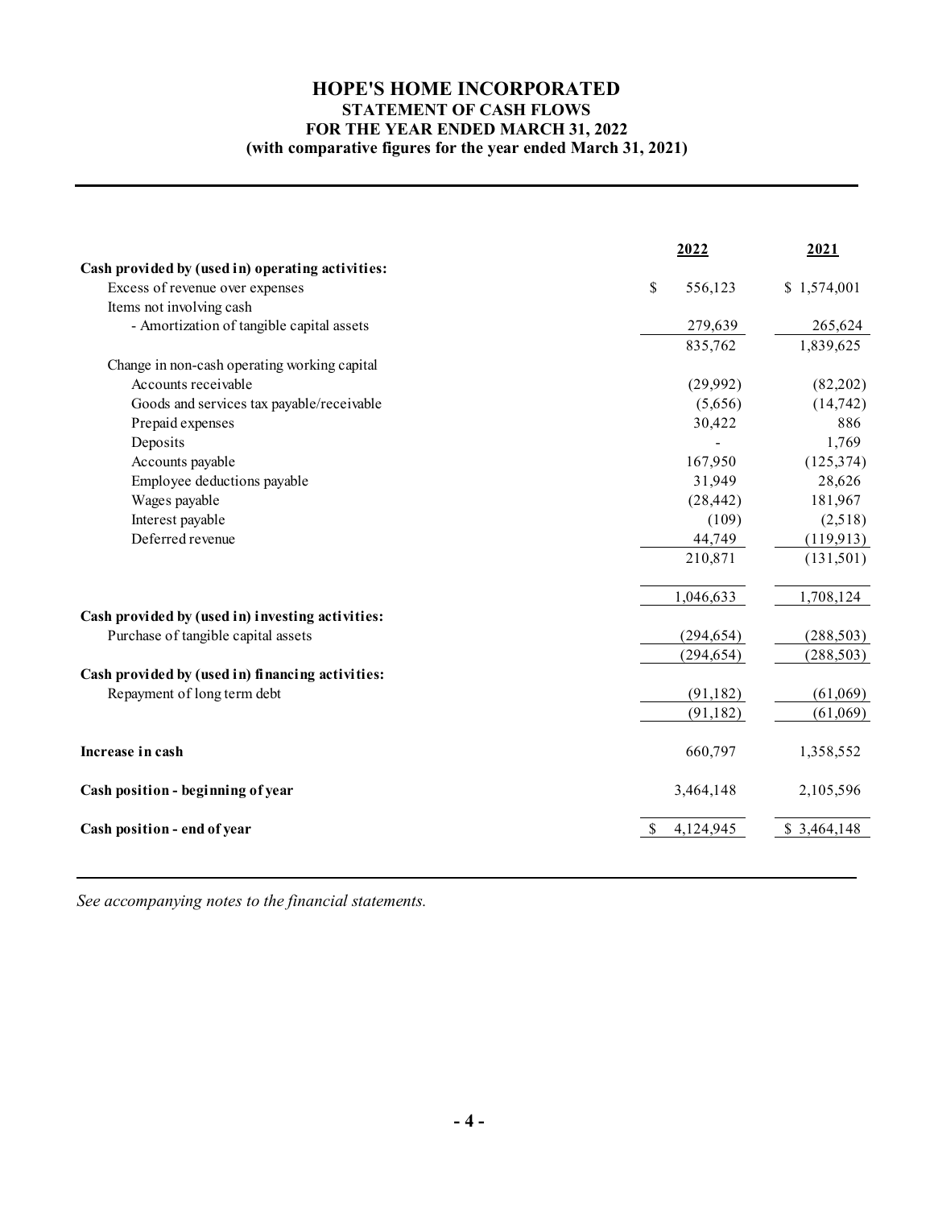# HOPE'S HOME INCORPORATED
## STATEMENT OF CASH FLOWS
### FOR THE YEAR ENDED MARCH 31, 2022
### (with comparative figures for the year ended March 31, 2021)

| | 2022 | 2021 |
|---|---|---|
| **Cash provided by (used in) operating activities:** | | |
| Excess of revenue over expenses | $ 556,123 | $ 1,574,001 |
| Items not involving cash | | |
| - Amortization of tangible capital assets | 279,639 | 265,624 |
| | 835,762 | 1,839,625 |
| Change in non-cash operating working capital | | |
| Accounts receivable | (29,992) | (82,202) |
| Goods and services tax payable/receivable | (5,656) | (14,742) |
| Prepaid expenses | 30,422 | 886 |
| Deposits | - | 1,769 |
| Accounts payable | 167,950 | (125,374) |
| Employee deductions payable | 31,949 | 28,626 |
| Wages payable | (28,442) | 181,967 |
| Interest payable | (109) | (2,518) |
| Deferred revenue | 44,749 | (119,913) |
| | 210,871 | (131,501) |
| | 1,046,633 | 1,708,124 |
| **Cash provided by (used in) investing activities:** | | |
| Purchase of tangible capital assets | (294,654) | (288,503) |
| | (294,654) | (288,503) |
| **Cash provided by (used in) financing activities:** | | |
| Repayment of long term debt | (91,182) | (61,069) |
| | (91,182) | (61,069) |
| **Increase in cash** | 660,797 | 1,358,552 |
| **Cash position - beginning of year** | 3,464,148 | 2,105,596 |
| **Cash position - end of year** | $ 4,124,945 | $ 3,464,148 |

*See accompanying notes to the financial statements.*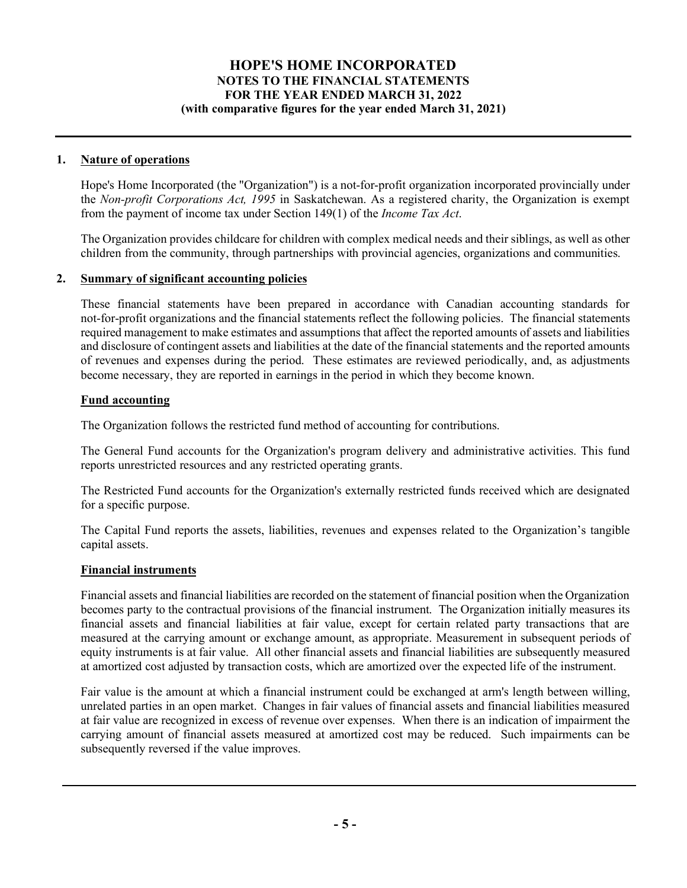# HOPE'S HOME INCORPORATED
## NOTES TO THE FINANCIAL STATEMENTS
## FOR THE YEAR ENDED MARCH 31, 2022
## (with comparative figures for the year ended March 31, 2021)

### 1. Nature of operations

Hope's Home Incorporated (the "Organization") is a not-for-profit organization incorporated provincially under the *Non-profit Corporations Act, 1995* in Saskatchewan. As a registered charity, the Organization is exempt from the payment of income tax under Section 149(1) of the *Income Tax Act*.

The Organization provides childcare for children with complex medical needs and their siblings, as well as other children from the community, through partnerships with provincial agencies, organizations and communities.

### 2. Summary of significant accounting policies

These financial statements have been prepared in accordance with Canadian accounting standards for not-for-profit organizations and the financial statements reflect the following policies. The financial statements required management to make estimates and assumptions that affect the reported amounts of assets and liabilities and disclosure of contingent assets and liabilities at the date of the financial statements and the reported amounts of revenues and expenses during the period. These estimates are reviewed periodically, and, as adjustments become necessary, they are reported in earnings in the period in which they become known.

#### Fund accounting

The Organization follows the restricted fund method of accounting for contributions.

The General Fund accounts for the Organization's program delivery and administrative activities. This fund reports unrestricted resources and any restricted operating grants.

The Restricted Fund accounts for the Organization's externally restricted funds received which are designated for a specific purpose.

The Capital Fund reports the assets, liabilities, revenues and expenses related to the Organization's tangible capital assets.

#### Financial instruments

Financial assets and financial liabilities are recorded on the statement of financial position when the Organization becomes party to the contractual provisions of the financial instrument. The Organization initially measures its financial assets and financial liabilities at fair value, except for certain related party transactions that are measured at the carrying amount or exchange amount, as appropriate. Measurement in subsequent periods of equity instruments is at fair value. All other financial assets and financial liabilities are subsequently measured at amortized cost adjusted by transaction costs, which are amortized over the expected life of the instrument.

Fair value is the amount at which a financial instrument could be exchanged at arm's length between willing, unrelated parties in an open market. Changes in fair values of financial assets and financial liabilities measured at fair value are recognized in excess of revenue over expenses. When there is an indication of impairment the carrying amount of financial assets measured at amortized cost may be reduced. Such impairments can be subsequently reversed if the value improves.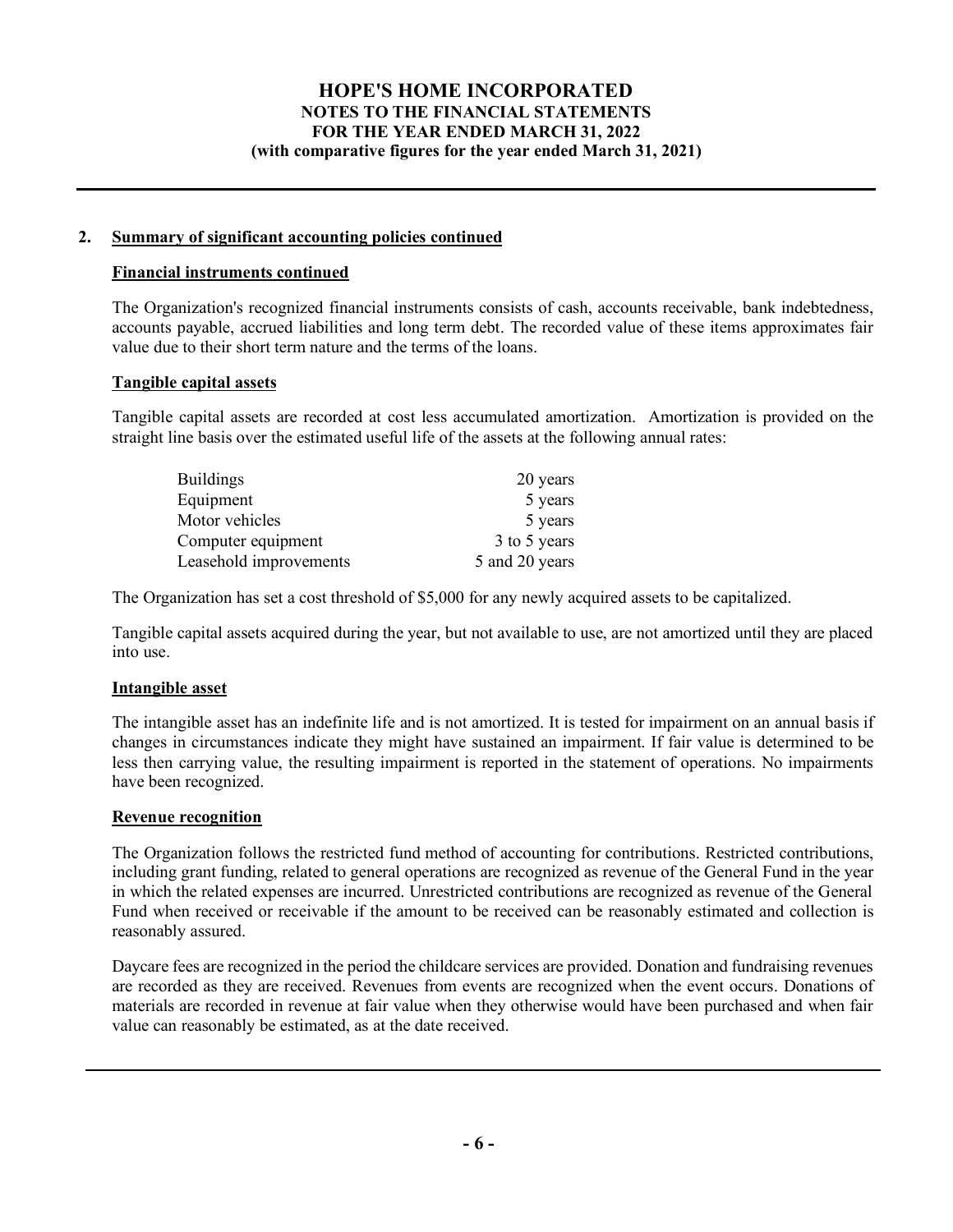## 2. Summary of significant accounting policies continued

### Financial instruments continued

The Organization's recognized financial instruments consists of cash, accounts receivable, bank indebtedness, accounts payable, accrued liabilities and long term debt. The recorded value of these items approximates fair value due to their short term nature and the terms of the loans.

### Tangible capital assets

Tangible capital assets are recorded at cost less accumulated amortization. Amortization is provided on the straight line basis over the estimated useful life of the assets at the following annual rates:

| | |
|---|---|
| Buildings | 20 years |
| Equipment | 5 years |
| Motor vehicles | 5 years |
| Computer equipment | 3 to 5 years |
| Leasehold improvements | 5 and 20 years |

The Organization has set a cost threshold of $5,000 for any newly acquired assets to be capitalized.

Tangible capital assets acquired during the year, but not available to use, are not amortized until they are placed into use.

### Intangible asset

The intangible asset has an indefinite life and is not amortized. It is tested for impairment on an annual basis if changes in circumstances indicate they might have sustained an impairment. If fair value is determined to be less then carrying value, the resulting impairment is reported in the statement of operations. No impairments have been recognized.

### Revenue recognition

The Organization follows the restricted fund method of accounting for contributions. Restricted contributions, including grant funding, related to general operations are recognized as revenue of the General Fund in the year in which the related expenses are incurred. Unrestricted contributions are recognized as revenue of the General Fund when received or receivable if the amount to be received can be reasonably estimated and collection is reasonably assured.

Daycare fees are recognized in the period the childcare services are provided. Donation and fundraising revenues are recorded as they are received. Revenues from events are recognized when the event occurs. Donations of materials are recorded in revenue at fair value when they otherwise would have been purchased and when fair value can reasonably be estimated, as at the date received.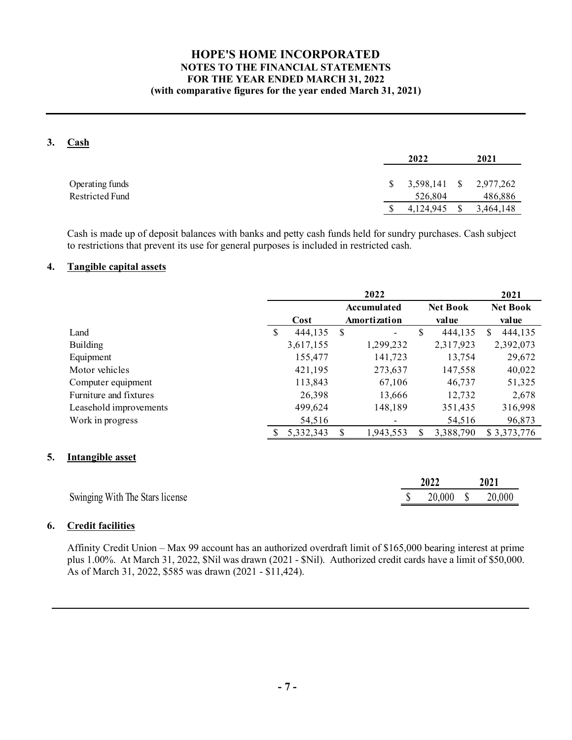# HOPE'S HOME INCORPORATED
## NOTES TO THE FINANCIAL STATEMENTS
## FOR THE YEAR ENDED MARCH 31, 2022
## (with comparative figures for the year ended March 31, 2021)

### 3. Cash

| | 2022 | 2021 |
|---|---|---|
| Operating funds | $ 3,598,141 | $ 2,977,262 |
| Restricted Fund | 526,804 | 486,886 |
| | $ 4,124,945 | $ 3,464,148 |

Cash is made up of deposit balances with banks and petty cash funds held for sundry purchases. Cash subject to restrictions that prevent its use for general purposes is included in restricted cash.

### 4. Tangible capital assets

| | 2022 | | | 2021 |
|---|---|---|---|---|
| | Cost | Accumulated Amortization | Net Book value | Net Book value |
| Land | $ 444,135 | $ - | $ 444,135 | $ 444,135 |
| Building | 3,617,155 | 1,299,232 | 2,317,923 | 2,392,073 |
| Equipment | 155,477 | 141,723 | 13,754 | 29,672 |
| Motor vehicles | 421,195 | 273,637 | 147,558 | 40,022 |
| Computer equipment | 113,843 | 67,106 | 46,737 | 51,325 |
| Furniture and fixtures | 26,398 | 13,666 | 12,732 | 2,678 |
| Leasehold improvements | 499,624 | 148,189 | 351,435 | 316,998 |
| Work in progress | 54,516 | - | 54,516 | 96,873 |
| | $ 5,332,343 | $ 1,943,553 | $ 3,388,790 | $ 3,373,776 |

### 5. Intangible asset

| | 2022 | 2021 |
|---|---|---|
| Swinging With The Stars license | $ 20,000 | $ 20,000 |

### 6. Credit facilities

Affinity Credit Union – Max 99 account has an authorized overdraft limit of $165,000 bearing interest at prime plus 1.00%. At March 31, 2022, $Nil was drawn (2021 - $Nil). Authorized credit cards have a limit of $50,000. As of March 31, 2022, $585 was drawn (2021 - $11,424).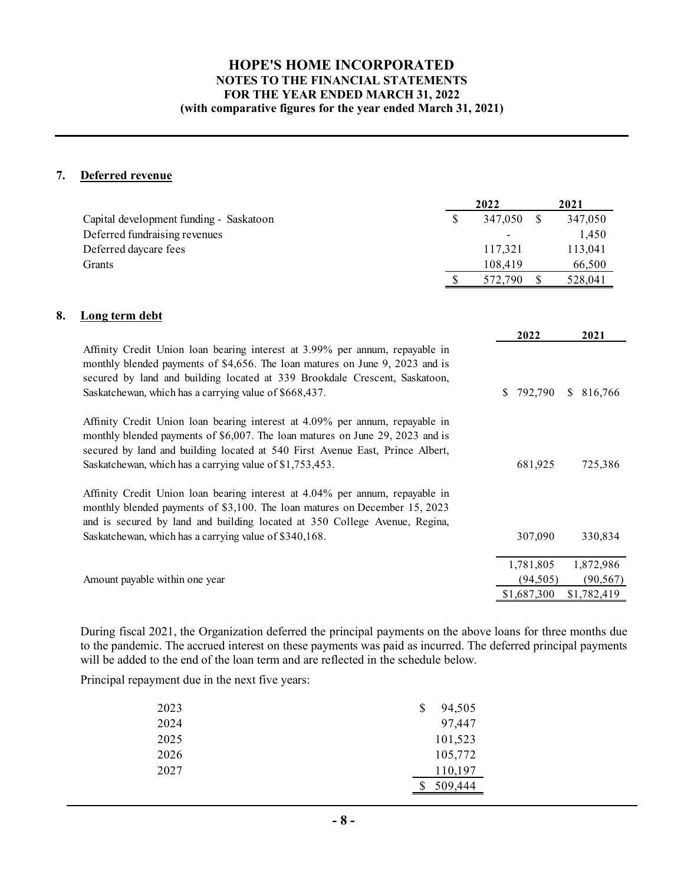# HOPE'S HOME INCORPORATED
## NOTES TO THE FINANCIAL STATEMENTS
## FOR THE YEAR ENDED MARCH 31, 2022
## (with comparative figures for the year ended March 31, 2021)

### 7. Deferred revenue

| | 2022 | 2021 |
|---|---|---|
| Capital development funding - Saskatoon | $ 347,050 | $ 347,050 |
| Deferred fundraising revenues | - | 1,450 |
| Deferred daycare fees | 117,321 | 113,041 |
| Grants | 108,419 | 66,500 |
| | $ 572,790 | $ 528,041 |

### 8. Long term debt

| | 2022 | 2021 |
|---|---|---|
| Affinity Credit Union loan bearing interest at 3.99% per annum, repayable in monthly blended payments of $4,656. The loan matures on June 9, 2023 and is secured by land and building located at 339 Brookdale Crescent, Saskatoon, Saskatchewan, which has a carrying value of $668,437. | $ 792,790 | $ 816,766 |
| Affinity Credit Union loan bearing interest at 4.09% per annum, repayable in monthly blended payments of $6,007. The loan matures on June 29, 2023 and is secured by land and building located at 540 First Avenue East, Prince Albert, Saskatchewan, which has a carrying value of $1,753,453. | 681,925 | 725,386 |
| Affinity Credit Union loan bearing interest at 4.04% per annum, repayable in monthly blended payments of $3,100. The loan matures on December 15, 2023 and is secured by land and building located at 350 College Avenue, Regina, Saskatchewan, which has a carrying value of $340,168. | 307,090 | 330,834 |
| | 1,781,805 | 1,872,986 |
| Amount payable within one year | (94,505) | (90,567) |
| | $1,687,300 | $1,782,419 |

During fiscal 2021, the Organization deferred the principal payments on the above loans for three months due to the pandemic. The accrued interest on these payments was paid as incurred. The deferred principal payments will be added to the end of the loan term and are reflected in the schedule below.

Principal repayment due in the next five years:

| | |
|---|---|
| 2023 | $ 94,505 |
| 2024 | 97,447 |
| 2025 | 101,523 |
| 2026 | 105,772 |
| 2027 | 110,197 |
| | $ 509,444 |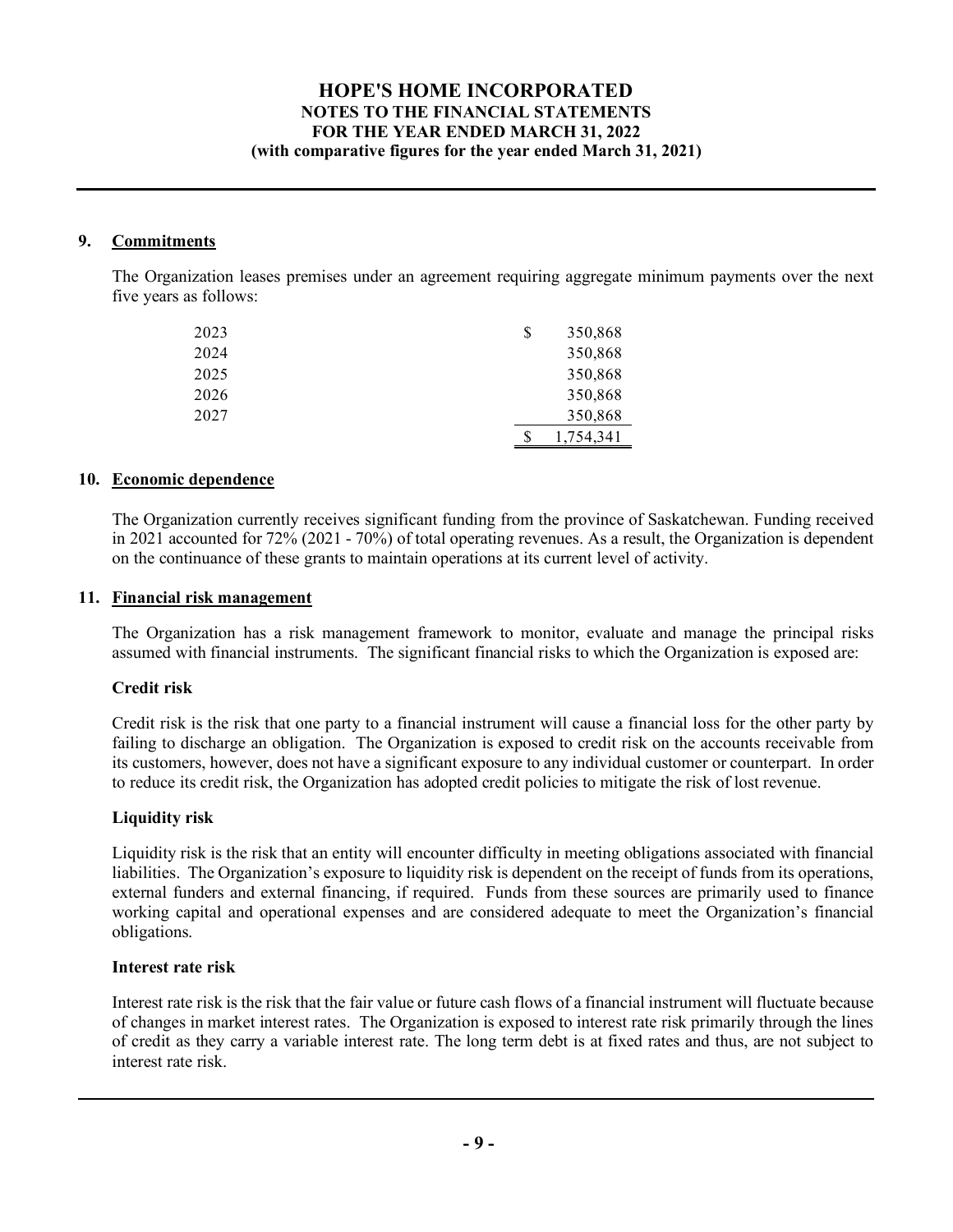# HOPE'S HOME INCORPORATED
## NOTES TO THE FINANCIAL STATEMENTS
### FOR THE YEAR ENDED MARCH 31, 2022
### (with comparative figures for the year ended March 31, 2021)

## 9. Commitments

The Organization leases premises under an agreement requiring aggregate minimum payments over the next five years as follows:

| | |
|---|---|
| 2023 | $ 350,868 |
| 2024 | 350,868 |
| 2025 | 350,868 |
| 2026 | 350,868 |
| 2027 | 350,868 |
| | $ 1,754,341 |

## 10. Economic dependence

The Organization currently receives significant funding from the province of Saskatchewan. Funding received in 2021 accounted for 72% (2021 - 70%) of total operating revenues. As a result, the Organization is dependent on the continuance of these grants to maintain operations at its current level of activity.

## 11. Financial risk management

The Organization has a risk management framework to monitor, evaluate and manage the principal risks assumed with financial instruments. The significant financial risks to which the Organization is exposed are:

**Credit risk**

Credit risk is the risk that one party to a financial instrument will cause a financial loss for the other party by failing to discharge an obligation. The Organization is exposed to credit risk on the accounts receivable from its customers, however, does not have a significant exposure to any individual customer or counterpart. In order to reduce its credit risk, the Organization has adopted credit policies to mitigate the risk of lost revenue.

**Liquidity risk**

Liquidity risk is the risk that an entity will encounter difficulty in meeting obligations associated with financial liabilities. The Organization's exposure to liquidity risk is dependent on the receipt of funds from its operations, external funders and external financing, if required. Funds from these sources are primarily used to finance working capital and operational expenses and are considered adequate to meet the Organization's financial obligations.

**Interest rate risk**

Interest rate risk is the risk that the fair value or future cash flows of a financial instrument will fluctuate because of changes in market interest rates. The Organization is exposed to interest rate risk primarily through the lines of credit as they carry a variable interest rate. The long term debt is at fixed rates and thus, are not subject to interest rate risk.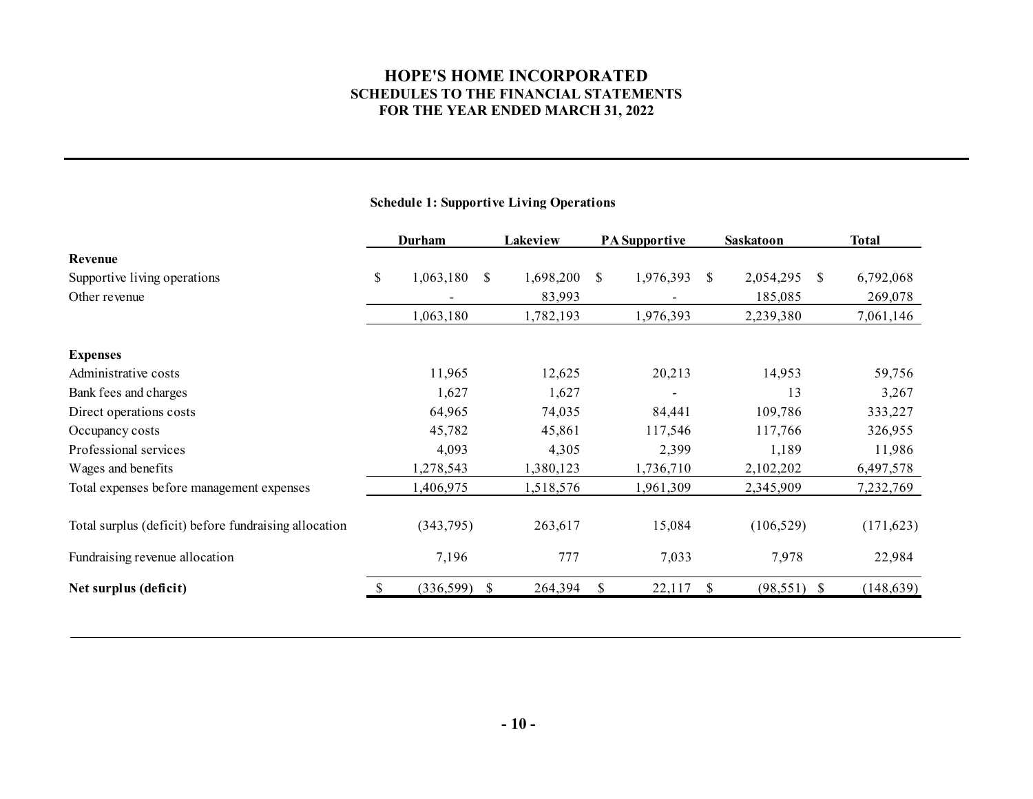# HOPE'S HOME INCORPORATED
## SCHEDULES TO THE FINANCIAL STATEMENTS
### FOR THE YEAR ENDED MARCH 31, 2022

**Schedule 1: Supportive Living Operations**

| | Durham | Lakeview | PA Supportive | Saskatoon | Total |
|---|---|---|---|---|---|
| **Revenue** | | | | | |
| Supportive living operations | $ 1,063,180 | $ 1,698,200 | $ 1,976,393 | $ 2,054,295 | $ 6,792,068 |
| Other revenue | - | 83,993 | - | 185,085 | 269,078 |
| | 1,063,180 | 1,782,193 | 1,976,393 | 2,239,380 | 7,061,146 |
| **Expenses** | | | | | |
| Administrative costs | 11,965 | 12,625 | 20,213 | 14,953 | 59,756 |
| Bank fees and charges | 1,627 | 1,627 | - | 13 | 3,267 |
| Direct operations costs | 64,965 | 74,035 | 84,441 | 109,786 | 333,227 |
| Occupancy costs | 45,782 | 45,861 | 117,546 | 117,766 | 326,955 |
| Professional services | 4,093 | 4,305 | 2,399 | 1,189 | 11,986 |
| Wages and benefits | 1,278,543 | 1,380,123 | 1,736,710 | 2,102,202 | 6,497,578 |
| Total expenses before management expenses | 1,406,975 | 1,518,576 | 1,961,309 | 2,345,909 | 7,232,769 |
| Total surplus (deficit) before fundraising allocation | (343,795) | 263,617 | 15,084 | (106,529) | (171,623) |
| Fundraising revenue allocation | 7,196 | 777 | 7,033 | 7,978 | 22,984 |
| **Net surplus (deficit)** | $ (336,599) | $ 264,394 | $ 22,117 | $ (98,551) | $ (148,639) |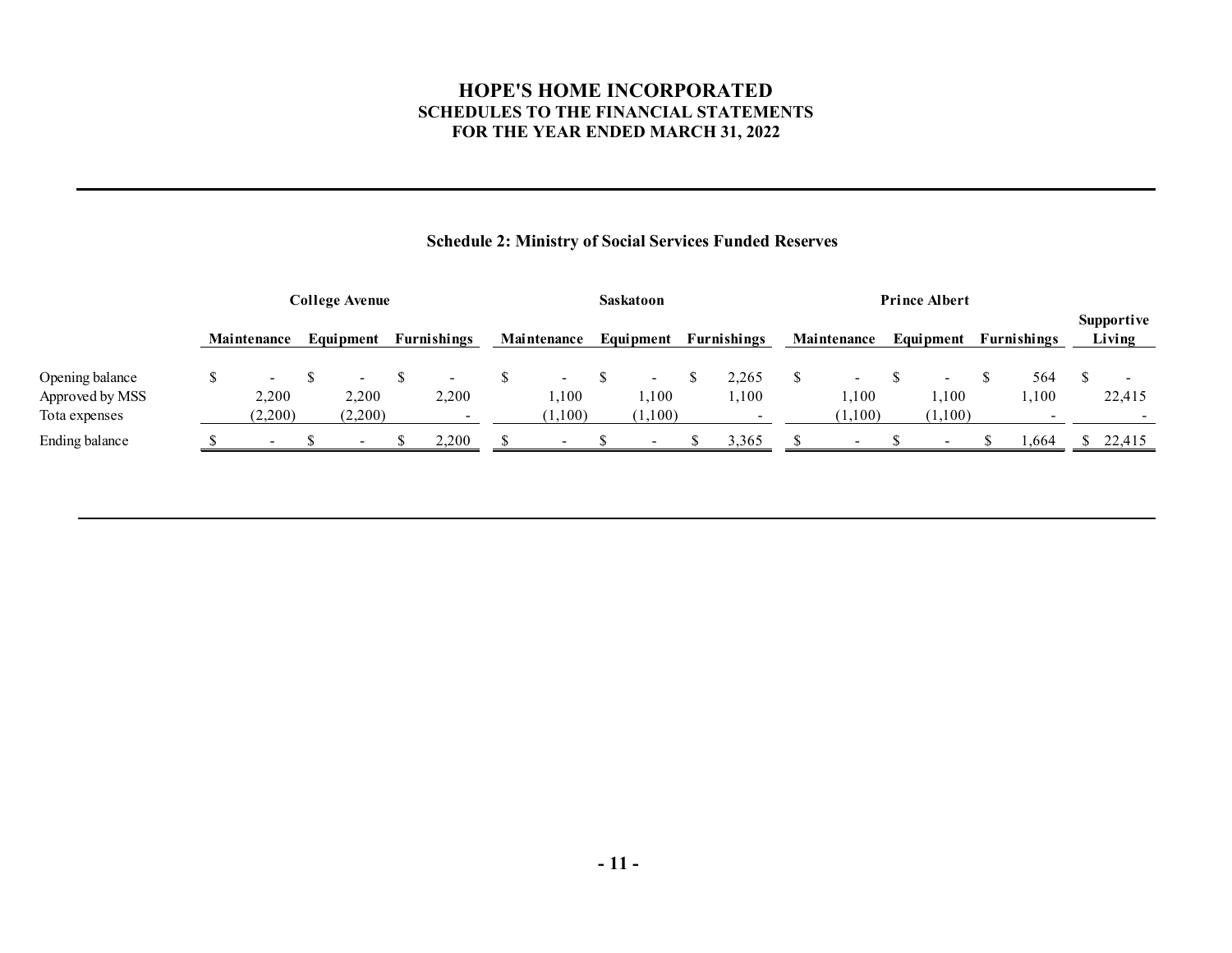# HOPE'S HOME INCORPORATED
## SCHEDULES TO THE FINANCIAL STATEMENTS
## FOR THE YEAR ENDED MARCH 31, 2022

### Schedule 2: Ministry of Social Services Funded Reserves

| | College Avenue | | | Saskatoon | | | Prince Albert | | | |
|---|---|---|---|---|---|---|---|---|---|---|
| | Maintenance | Equipment | Furnishings | Maintenance | Equipment | Furnishings | Maintenance | Equipment | Furnishings | Supportive Living |
| Opening balance | $ - | $ - | $ - | $ - | $ - | $ 2,265 | $ - | $ - | $ 564 | $ - |
| Approved by MSS | 2,200 | 2,200 | 2,200 | 1,100 | 1,100 | 1,100 | 1,100 | 1,100 | 1,100 | 22,415 |
| Tota expenses | (2,200) | (2,200) | - | (1,100) | (1,100) | - | (1,100) | (1,100) | - | - |
| Ending balance | $ - | $ - | $ 2,200 | $ - | $ - | $ 3,365 | $ - | $ - | $ 1,664 | $ 22,415 |